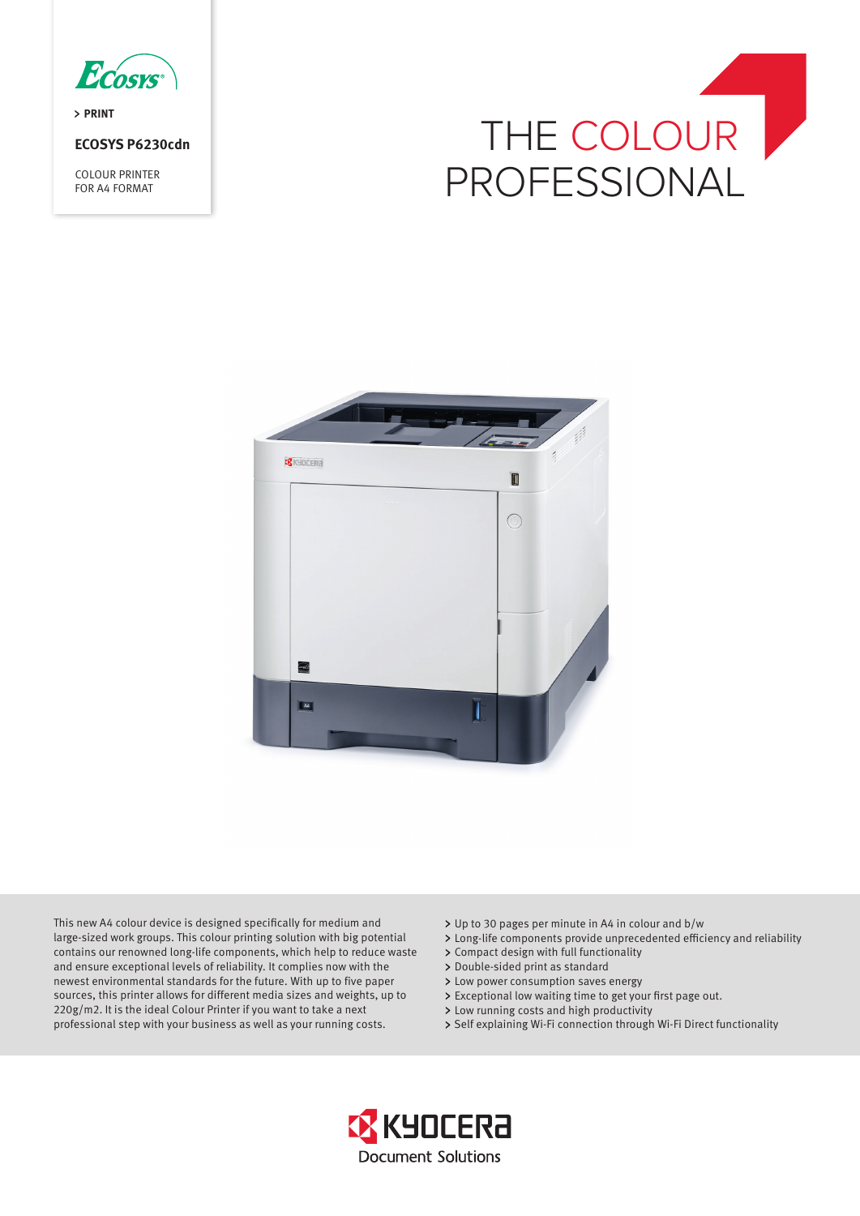> PRINT

**ECOSYS P6230cdn**

COLOUR PRINTER
FOR A4 FORMAT

# THE COLOUR PROFESSIONAL

This new A4 colour device is designed specifically for medium and large-sized work groups. This colour printing solution with big potential contains our renowned long-life components, which help to reduce waste and ensure exceptional levels of reliability. It complies now with the newest environmental standards for the future. With up to five paper sources, this printer allows for different media sizes and weights, up to 220g/m2. It is the ideal Colour Printer if you want to take a next professional step with your business as well as your running costs.

- Up to 30 pages per minute in A4 in colour and b/w
- Long-life components provide unprecedented efficiency and reliability
- Compact design with full functionality
- Double-sided print as standard
- Low power consumption saves energy
- Exceptional low waiting time to get your first page out.
- Low running costs and high productivity
- Self explaining Wi-Fi connection through Wi-Fi Direct functionality

KYOCERA Document Solutions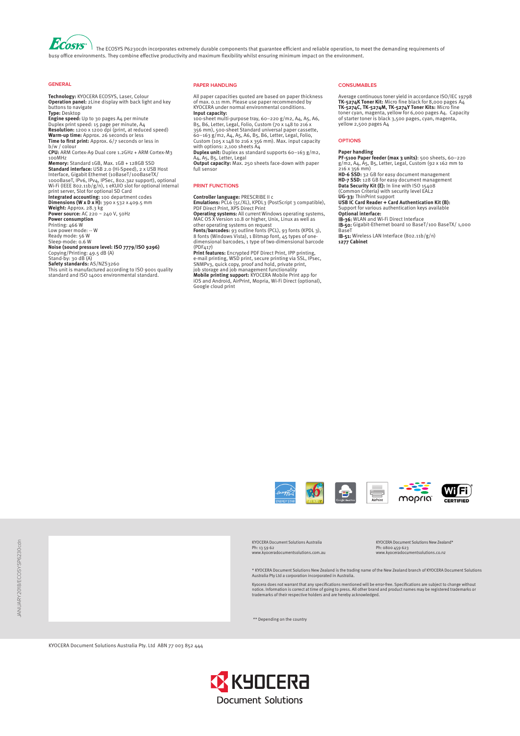The ECOSYS P6230cdn incorporates extremely durable components that guarantee efficient and reliable operation, to meet the demanding requirements of busy office environments. They combine effective productivity and maximum flexibility whilst ensuring minimum impact on the environment.

## GENERAL

**Technology:** KYOCERA ECOSYS, Laser, Colour
**Operation panel:** 2Line display with back light and key buttons to navigate
**Type:** Desktop
**Engine speed:** Up to 30 pages A4 per minute
Duplex print speed: 15 page per minute, A4
**Resolution:** 1200 x 1200 dpi (print, at reduced speed)
**Warm-up time:** Approx. 26 seconds or less
**Time to first print:** Approx. 6/7 seconds or less in b/w / colour
**CPU:** ARM Cortex-A9 Dual core 1.2GHz + ARM Cortex-M3 100MHz
**Memory:** Standard 1GB, Max. 1GB + 128GB SSD
**Standard interface:** USB 2.0 (Hi-Speed), 2 x USB Host Interface, Gigabit Ethernet (10BaseT/100BaseTX/1000BaseT, IPv6, IPv4, IPSec, 802.3az support), optional Wi-Fi (IEEE 802.11b/g/n), 1 eKUIO slot for optional internal print server, Slot for optional SD Card
**Integrated accounting:** 100 department codes
**Dimensions (W x D x H):** 390 x 532 x 409.5 mm
**Weight:** Approx. 28.3 kg
**Power source:** AC 220 ~ 240 V, 50Hz
**Power consumption**
Printing: 466 W
Low power mode: -- W
Ready mode: 56 W
Sleep-mode: 0.6 W
**Noise (sound pressure level: ISO 7779/ISO 9296)**
Copying/Printing: 49.5 dB (A)
Stand-by: 30 dB (A)
**Safety standards:** AS/NZS3260
This unit is manufactured according to ISO 9001 quality standard and ISO 14001 environmental standard.

## PAPER HANDLING

All paper capacities quoted are based on paper thickness of max. 0.11 mm. Please use paper recommended by KYOCERA under normal environmental conditions.
**Input capacity:**
100-sheet multi-purpose tray, 60–220 g/m2, A4, A5, A6, B5, B6, Letter, Legal, Folio, Custom (70 x 148 to 216 x 356 mm), 500-sheet Standard universal paper cassette, 60–163 g/m2, A4, A5, A6, B5, B6, Letter, Legal, Folio, Custom (105 x 148 to 216 x 356 mm). Max. input capacity with options: 2,100 sheets A4
**Duplex unit:** Duplex as standard supports 60–163 g/m2, A4, A5, B5, Letter, Legal
**Output capacity:** Max. 250 sheets face-down with paper full sensor

## PRINT FUNCTIONS

**Controller language:** PRESCRIBE II c
**Emulations:** PCL6 (5c/XL), KPDL3 (PostScript 3 compatible), PDF Direct Print, XPS Direct Print
**Operating systems:** All current Windows operating systems, MAC OS X Version 10.8 or higher, Unix, Linux as well as other operating systems on request
**Fonts/barcodes:** 93 outline fonts (PCL), 93 fonts (KPDL 3), 8 fonts (Windows Vista), 1 Bitmap font, 45 types of one-dimensional barcodes, 1 type of two-dimensional barcode (PDF417)
**Print features:** Encrypted PDF Direct Print, IPP printing, e-mail printing, WSD print, secure printing via SSL, IPSec, SNMPv3, quick copy, proof and hold, private print, job storage and job management functionality
**Mobile printing support:** KYOCERA Mobile Print app for iOS and Android, AirPrint, Mopria, Wi-Fi Direct (optional), Google cloud print

## CONSUMABLES

Average continuous toner yield in accordance ISO/IEC 19798
**TK-5274K Toner Kit:** Micro fine black for 8,000 pages A4
**TK-5274C, TK-5274M, TK-5274Y Toner Kits:** Micro fine toner cyan, magenta, yellow for 6,000 pages A4. Capacity of starter toner is black 3,500 pages, cyan, magenta, yellow 2,500 pages A4

## OPTIONS

**Paper handling**
**PF-5100 Paper feeder (max 3 units):** 500 sheets, 60–220 g/m2, A4, A5, B5, Letter, Legal, Custom (92 x 162 mm to 216 x 356 mm)
**HD-6 SSD:** 32 GB for easy document management
**HD-7 SSD:** 128 GB for easy document management
**Data Security Kit (E):** In line with ISO 15408 (Common Criteria) with security level EAL2
**UG-33:** ThinPrint support
**USB IC Card Reader + Card Authentication Kit (B):** Support for various authentication keys available
**Optional interface:**
**IB-36:** WLAN and Wi-Fi Direct Interface
**IB-50:** Gigabit-Ethernet board 10 BaseT/100 BaseTX/ 1,000 BaseT
**IB-51:** Wireless LAN Interface (802.11b/g/n)
**1277 Cabinet**

KYOCERA Document Solutions Australia
Ph: 13 59 62
www.kyoceradocumentsolutions.com.au

KYOCERA Document Solutions New Zealand*
Ph: 0800 459 623
www.kyoceradocumentsolutions.co.nz

* KYOCERA Document Solutions New Zealand is the trading name of the New Zealand branch of KYOCERA Document Solutions Australia Pty Ltd a corporation incorporated in Australia.

Kyocera does not warrant that any specifications mentioned will be error-free. Specifications are subject to change without notice. Information is correct at time of going to press. All other brand and product names may be registered trademarks or trademarks of their respective holders and are hereby acknowledged.

** Depending on the country

JANUARY2018/ECOSYSP6230cdn

KYOCERA Document Solutions Australia Pty. Ltd ABN 77 003 852 444